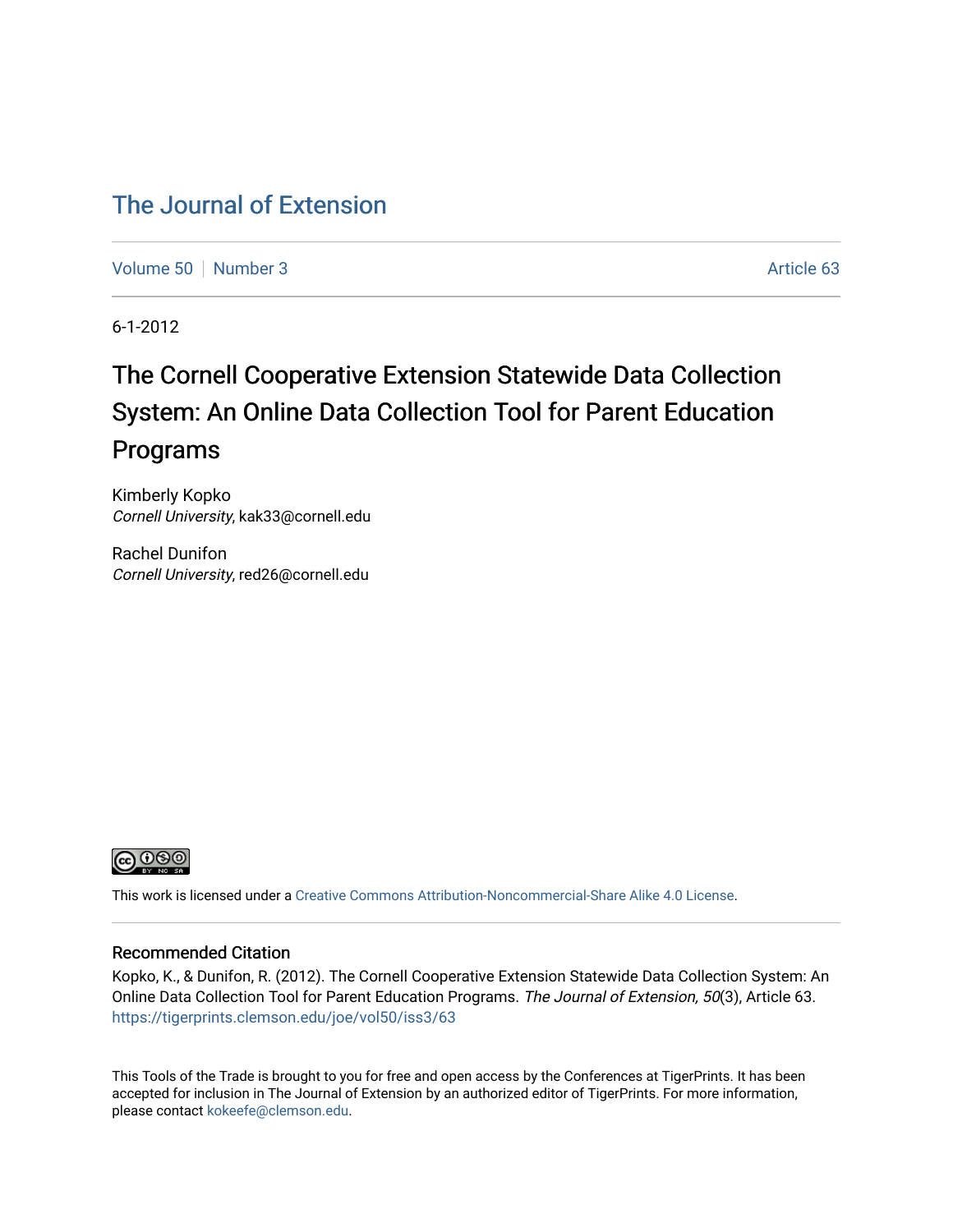# The Journal of Extension

Volume 50 | Number 3 | Article 63

6-1-2012

## The Cornell Cooperative Extension Statewide Data Collection System: An Online Data Collection Tool for Parent Education Programs

Kimberly Kopko
*Cornell University*, kak33@cornell.edu

Rachel Dunifon
*Cornell University*, red26@cornell.edu

This work is licensed under a Creative Commons Attribution-Noncommercial-Share Alike 4.0 License.

### Recommended Citation

Kopko, K., & Dunifon, R. (2012). The Cornell Cooperative Extension Statewide Data Collection System: An Online Data Collection Tool for Parent Education Programs. *The Journal of Extension, 50*(3), Article 63. https://tigerprints.clemson.edu/joe/vol50/iss3/63

This Tools of the Trade is brought to you for free and open access by the Conferences at TigerPrints. It has been accepted for inclusion in The Journal of Extension by an authorized editor of TigerPrints. For more information, please contact kokeefe@clemson.edu.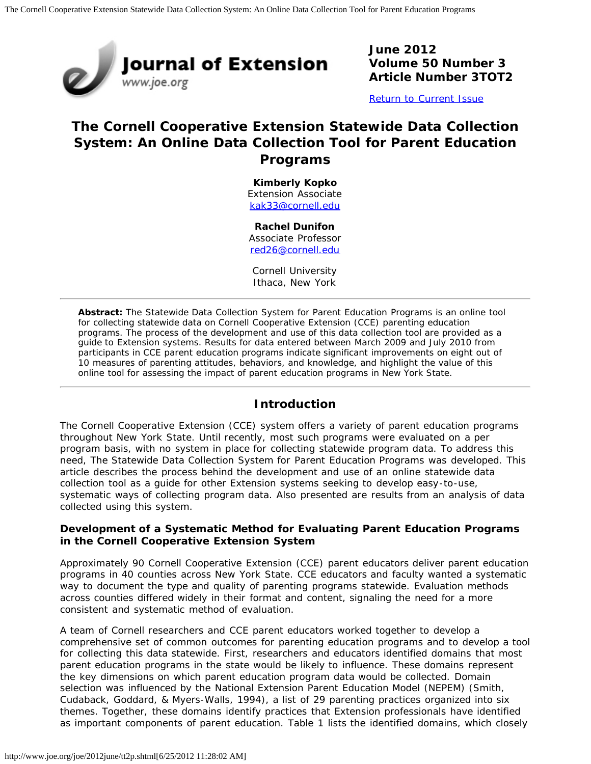June 2012
Volume 50 Number 3
Article Number 3TOT2

Return to Current Issue

# The Cornell Cooperative Extension Statewide Data Collection System: An Online Data Collection Tool for Parent Education Programs

**Kimberly Kopko**
Extension Associate
kak33@cornell.edu

**Rachel Dunifon**
Associate Professor
red26@cornell.edu

Cornell University
Ithaca, New York

---

**Abstract:** The Statewide Data Collection System for Parent Education Programs is an online tool for collecting statewide data on Cornell Cooperative Extension (CCE) parenting education programs. The process of the development and use of this data collection tool are provided as a guide to Extension systems. Results for data entered between March 2009 and July 2010 from participants in CCE parent education programs indicate significant improvements on eight out of 10 measures of parenting attitudes, behaviors, and knowledge, and highlight the value of this online tool for assessing the impact of parent education programs in New York State.

---

## Introduction

The Cornell Cooperative Extension (CCE) system offers a variety of parent education programs throughout New York State. Until recently, most such programs were evaluated on a per program basis, with no system in place for collecting statewide program data. To address this need, The Statewide Data Collection System for Parent Education Programs was developed. This article describes the process behind the development and use of an online statewide data collection tool as a guide for other Extension systems seeking to develop easy-to-use, systematic ways of collecting program data. Also presented are results from an analysis of data collected using this system.

### Development of a Systematic Method for Evaluating Parent Education Programs in the Cornell Cooperative Extension System

Approximately 90 Cornell Cooperative Extension (CCE) parent educators deliver parent education programs in 40 counties across New York State. CCE educators and faculty wanted a systematic way to document the type and quality of parenting programs statewide. Evaluation methods across counties differed widely in their format and content, signaling the need for a more consistent and systematic method of evaluation.

A team of Cornell researchers and CCE parent educators worked together to develop a comprehensive set of common outcomes for parenting education programs and to develop a tool for collecting this data statewide. First, researchers and educators identified domains that most parent education programs in the state would be likely to influence. These domains represent the key dimensions on which parent education program data would be collected. Domain selection was influenced by the National Extension Parent Education Model (NEPEM) (Smith, Cudaback, Goddard, & Myers-Walls, 1994), a list of 29 parenting practices organized into six themes. Together, these domains identify practices that Extension professionals have identified as important components of parent education. Table 1 lists the identified domains, which closely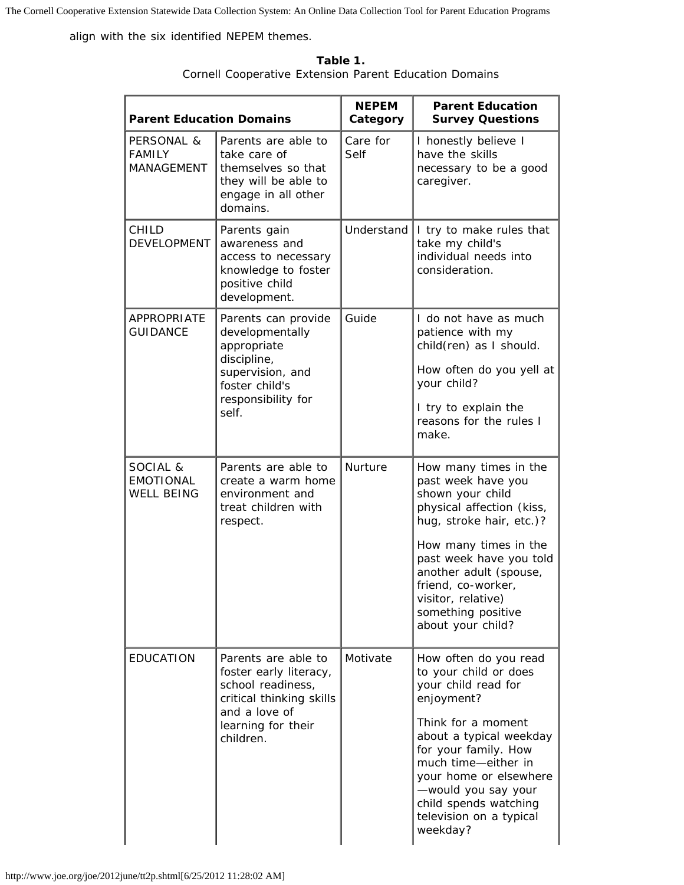align with the six identified NEPEM themes.

**Table 1.**
Cornell Cooperative Extension Parent Education Domains

| Parent Education Domains | | NEPEM Category | Parent Education Survey Questions |
|---|---|---|---|
| PERSONAL & FAMILY MANAGEMENT | Parents are able to take care of themselves so that they will be able to engage in all other domains. | Care for Self | I honestly believe I have the skills necessary to be a good caregiver. |
| CHILD DEVELOPMENT | Parents gain awareness and access to necessary knowledge to foster positive child development. | Understand | I try to make rules that take my child's individual needs into consideration. |
| APPROPRIATE GUIDANCE | Parents can provide developmentally appropriate discipline, supervision, and foster child's responsibility for self. | Guide | I do not have as much patience with my child(ren) as I should.<br><br>How often do you yell at your child?<br><br>I try to explain the reasons for the rules I make. |
| SOCIAL & EMOTIONAL WELL BEING | Parents are able to create a warm home environment and treat children with respect. | Nurture | How many times in the past week have you shown your child physical affection (kiss, hug, stroke hair, etc.)?<br><br>How many times in the past week have you told another adult (spouse, friend, co-worker, visitor, relative) something positive about your child? |
| EDUCATION | Parents are able to foster early literacy, school readiness, critical thinking skills and a love of learning for their children. | Motivate | How often do you read to your child or does your child read for enjoyment?<br><br>Think for a moment about a typical weekday for your family. How much time—either in your home or elsewhere—would you say your child spends watching television on a typical weekday? |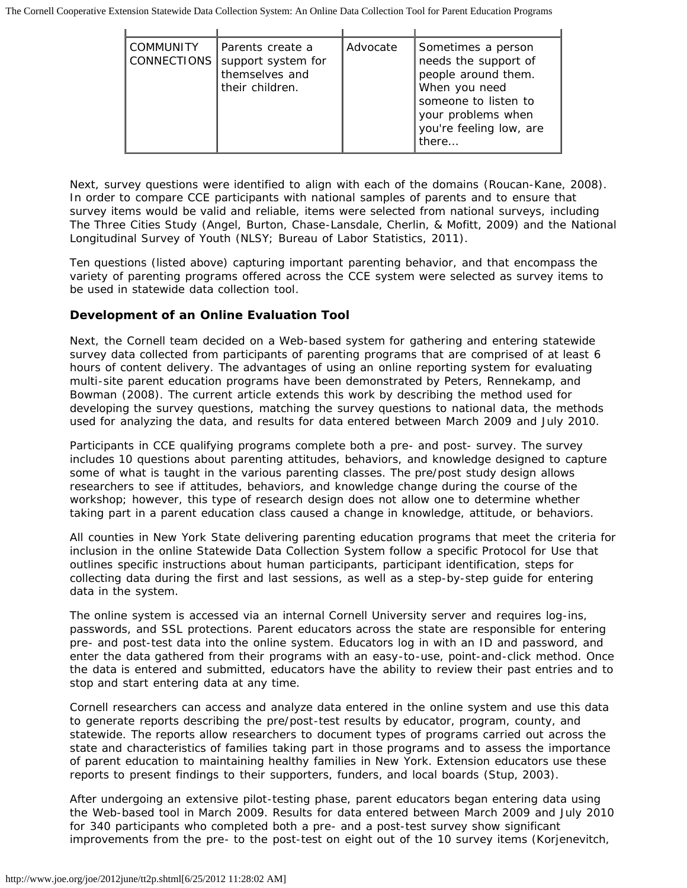| | | | |
|---|---|---|---|
| COMMUNITY CONNECTIONS | Parents create a support system for themselves and their children. | Advocate | Sometimes a person needs the support of people around them. When you need someone to listen to your problems when you're feeling low, are there... |

Next, survey questions were identified to align with each of the domains (Roucan-Kane, 2008). In order to compare CCE participants with national samples of parents and to ensure that survey items would be valid and reliable, items were selected from national surveys, including The Three Cities Study (Angel, Burton, Chase-Lansdale, Cherlin, & Mofitt, 2009) and the National Longitudinal Survey of Youth (NLSY; Bureau of Labor Statistics, 2011).

Ten questions (listed above) capturing important parenting behavior, and that encompass the variety of parenting programs offered across the CCE system were selected as survey items to be used in statewide data collection tool.

### Development of an Online Evaluation Tool

Next, the Cornell team decided on a Web-based system for gathering and entering statewide survey data collected from participants of parenting programs that are comprised of at least 6 hours of content delivery. The advantages of using an online reporting system for evaluating multi-site parent education programs have been demonstrated by Peters, Rennekamp, and Bowman (2008). The current article extends this work by describing the method used for developing the survey questions, matching the survey questions to national data, the methods used for analyzing the data, and results for data entered between March 2009 and July 2010.

Participants in CCE qualifying programs complete both a pre- and post- survey. The survey includes 10 questions about parenting attitudes, behaviors, and knowledge designed to capture some of what is taught in the various parenting classes. The pre/post study design allows researchers to see if attitudes, behaviors, and knowledge change during the course of the workshop; however, this type of research design does not allow one to determine whether taking part in a parent education class caused a change in knowledge, attitude, or behaviors.

All counties in New York State delivering parenting education programs that meet the criteria for inclusion in the online Statewide Data Collection System follow a specific Protocol for Use that outlines specific instructions about human participants, participant identification, steps for collecting data during the first and last sessions, as well as a step-by-step guide for entering data in the system.

The online system is accessed via an internal Cornell University server and requires log-ins, passwords, and SSL protections. Parent educators across the state are responsible for entering pre- and post-test data into the online system. Educators log in with an ID and password, and enter the data gathered from their programs with an easy-to-use, point-and-click method. Once the data is entered and submitted, educators have the ability to review their past entries and to stop and start entering data at any time.

Cornell researchers can access and analyze data entered in the online system and use this data to generate reports describing the pre/post-test results by educator, program, county, and statewide. The reports allow researchers to document types of programs carried out across the state and characteristics of families taking part in those programs and to assess the importance of parent education to maintaining healthy families in New York. Extension educators use these reports to present findings to their supporters, funders, and local boards (Stup, 2003).

After undergoing an extensive pilot-testing phase, parent educators began entering data using the Web-based tool in March 2009. Results for data entered between March 2009 and July 2010 for 340 participants who completed both a pre- and a post-test survey show significant improvements from the pre- to the post-test on eight out of the 10 survey items (Korjenevitch,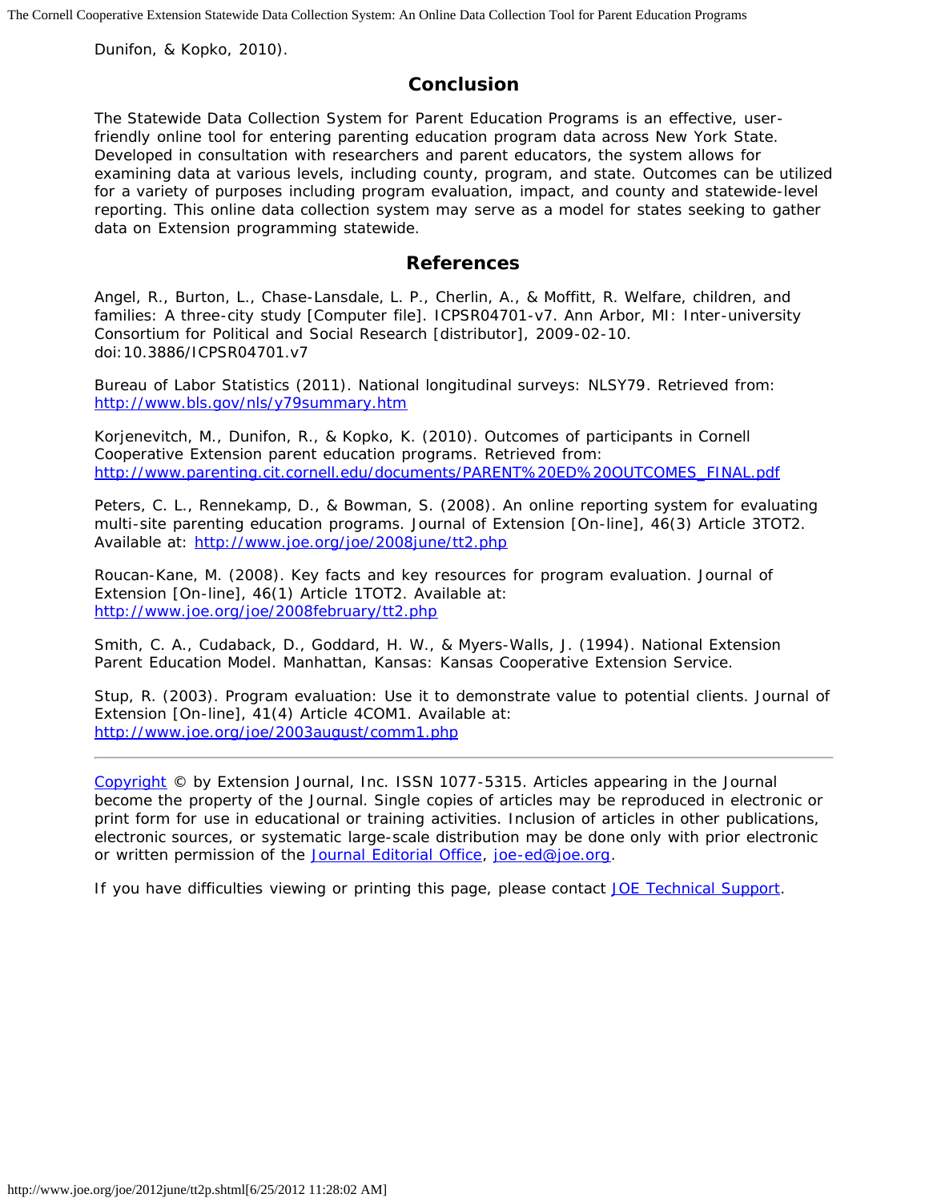Dunifon, & Kopko, 2010).

## Conclusion

The Statewide Data Collection System for Parent Education Programs is an effective, user-friendly online tool for entering parenting education program data across New York State. Developed in consultation with researchers and parent educators, the system allows for examining data at various levels, including county, program, and state. Outcomes can be utilized for a variety of purposes including program evaluation, impact, and county and statewide-level reporting. This online data collection system may serve as a model for states seeking to gather data on Extension programming statewide.

## References

Angel, R., Burton, L., Chase-Lansdale, L. P., Cherlin, A., & Moffitt, R. Welfare, children, and families: A three-city study [Computer file]. ICPSR04701-v7. Ann Arbor, MI: Inter-university Consortium for Political and Social Research [distributor], 2009-02-10. doi:10.3886/ICPSR04701.v7

Bureau of Labor Statistics (2011). National longitudinal surveys: NLSY79. Retrieved from: http://www.bls.gov/nls/y79summary.htm

Korjenevitch, M., Dunifon, R., & Kopko, K. (2010). Outcomes of participants in Cornell Cooperative Extension parent education programs. Retrieved from: http://www.parenting.cit.cornell.edu/documents/PARENT%20ED%20OUTCOMES_FINAL.pdf

Peters, C. L., Rennekamp, D., & Bowman, S. (2008). An online reporting system for evaluating multi-site parenting education programs. Journal of Extension [On-line], 46(3) Article 3TOT2. Available at: http://www.joe.org/joe/2008june/tt2.php

Roucan-Kane, M. (2008). Key facts and key resources for program evaluation. Journal of Extension [On-line], 46(1) Article 1TOT2. Available at: http://www.joe.org/joe/2008february/tt2.php

Smith, C. A., Cudaback, D., Goddard, H. W., & Myers-Walls, J. (1994). National Extension Parent Education Model. Manhattan, Kansas: Kansas Cooperative Extension Service.

Stup, R. (2003). Program evaluation: Use it to demonstrate value to potential clients. Journal of Extension [On-line], 41(4) Article 4COM1. Available at: http://www.joe.org/joe/2003august/comm1.php

---

Copyright © by Extension Journal, Inc. ISSN 1077-5315. Articles appearing in the Journal become the property of the Journal. Single copies of articles may be reproduced in electronic or print form for use in educational or training activities. Inclusion of articles in other publications, electronic sources, or systematic large-scale distribution may be done only with prior electronic or written permission of the Journal Editorial Office, joe-ed@joe.org.

If you have difficulties viewing or printing this page, please contact JOE Technical Support.